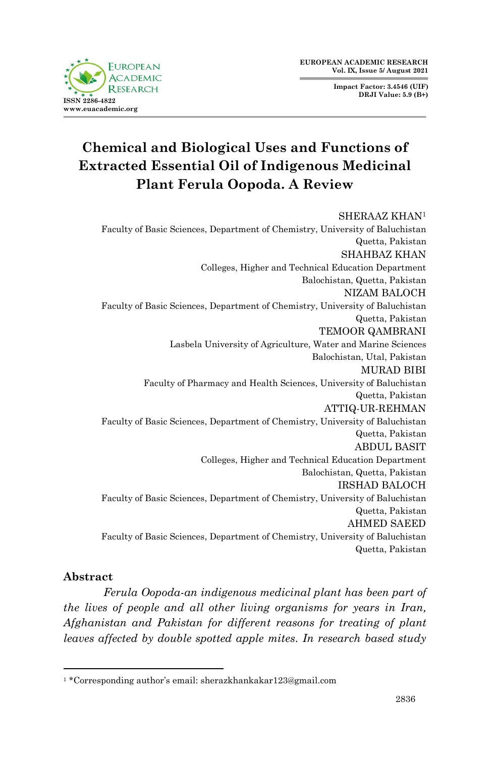# Chemical and Biological Uses and Functions of Extracted Essential Oil of Indigenous Medicinal Plant Ferula Oopoda. A Review

SHERAAZ KHAN[1]
Faculty of Basic Sciences, Department of Chemistry, University of Baluchistan
Quetta, Pakistan

SHAHBAZ KHAN
Colleges, Higher and Technical Education Department
Balochistan, Quetta, Pakistan

NIZAM BALOCH
Faculty of Basic Sciences, Department of Chemistry, University of Baluchistan
Quetta, Pakistan

TEMOOR QAMBRANI
Lasbela University of Agriculture, Water and Marine Sciences
Balochistan, Utal, Pakistan

MURAD BIBI
Faculty of Pharmacy and Health Sciences, University of Baluchistan
Quetta, Pakistan

ATTIQ-UR-REHMAN
Faculty of Basic Sciences, Department of Chemistry, University of Baluchistan
Quetta, Pakistan

ABDUL BASIT
Colleges, Higher and Technical Education Department
Balochistan, Quetta, Pakistan

IRSHAD BALOCH
Faculty of Basic Sciences, Department of Chemistry, University of Baluchistan
Quetta, Pakistan

AHMED SAEED
Faculty of Basic Sciences, Department of Chemistry, University of Baluchistan
Quetta, Pakistan

## Abstract

*Ferula Oopoda-an indigenous medicinal plant has been part of the lives of people and all other living organisms for years in Iran, Afghanistan and Pakistan for different reasons for treating of plant leaves affected by double spotted apple mites. In research based study*

[1] *Corresponding author's email: sherazkhankakar123@gmail.com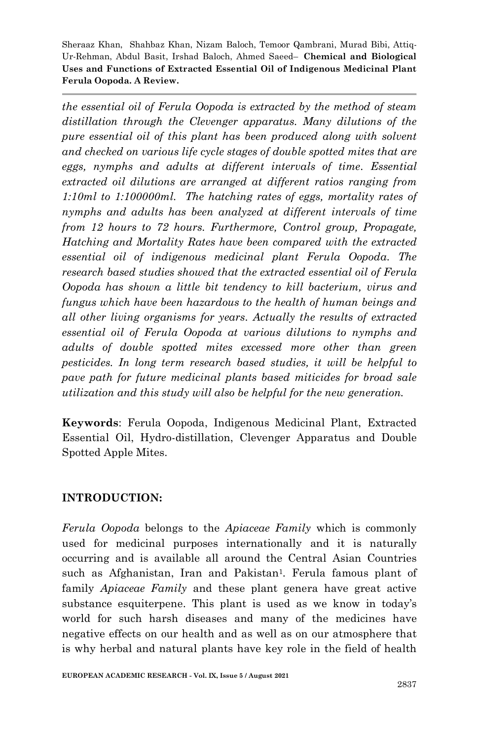*the essential oil of Ferula Oopoda is extracted by the method of steam distillation through the Clevenger apparatus. Many dilutions of the pure essential oil of this plant has been produced along with solvent and checked on various life cycle stages of double spotted mites that are eggs, nymphs and adults at different intervals of time. Essential extracted oil dilutions are arranged at different ratios ranging from 1:10ml to 1:100000ml. The hatching rates of eggs, mortality rates of nymphs and adults has been analyzed at different intervals of time from 12 hours to 72 hours. Furthermore, Control group, Propagate, Hatching and Mortality Rates have been compared with the extracted essential oil of indigenous medicinal plant Ferula Oopoda. The research based studies showed that the extracted essential oil of Ferula Oopoda has shown a little bit tendency to kill bacterium, virus and fungus which have been hazardous to the health of human beings and all other living organisms for years. Actually the results of extracted essential oil of Ferula Oopoda at various dilutions to nymphs and adults of double spotted mites excessed more other than green pesticides. In long term research based studies, it will be helpful to pave path for future medicinal plants based miticides for broad sale utilization and this study will also be helpful for the new generation.*

**Keywords**: Ferula Oopoda, Indigenous Medicinal Plant, Extracted Essential Oil, Hydro-distillation, Clevenger Apparatus and Double Spotted Apple Mites.

## INTRODUCTION:

*Ferula Oopoda* belongs to the *Apiaceae Family* which is commonly used for medicinal purposes internationally and it is naturally occurring and is available all around the Central Asian Countries such as Afghanistan, Iran and Pakistan[1]. Ferula famous plant of family *Apiaceae Family* and these plant genera have great active substance esquiterpene. This plant is used as we know in today's world for such harsh diseases and many of the medicines have negative effects on our health and as well as on our atmosphere that is why herbal and natural plants have key role in the field of health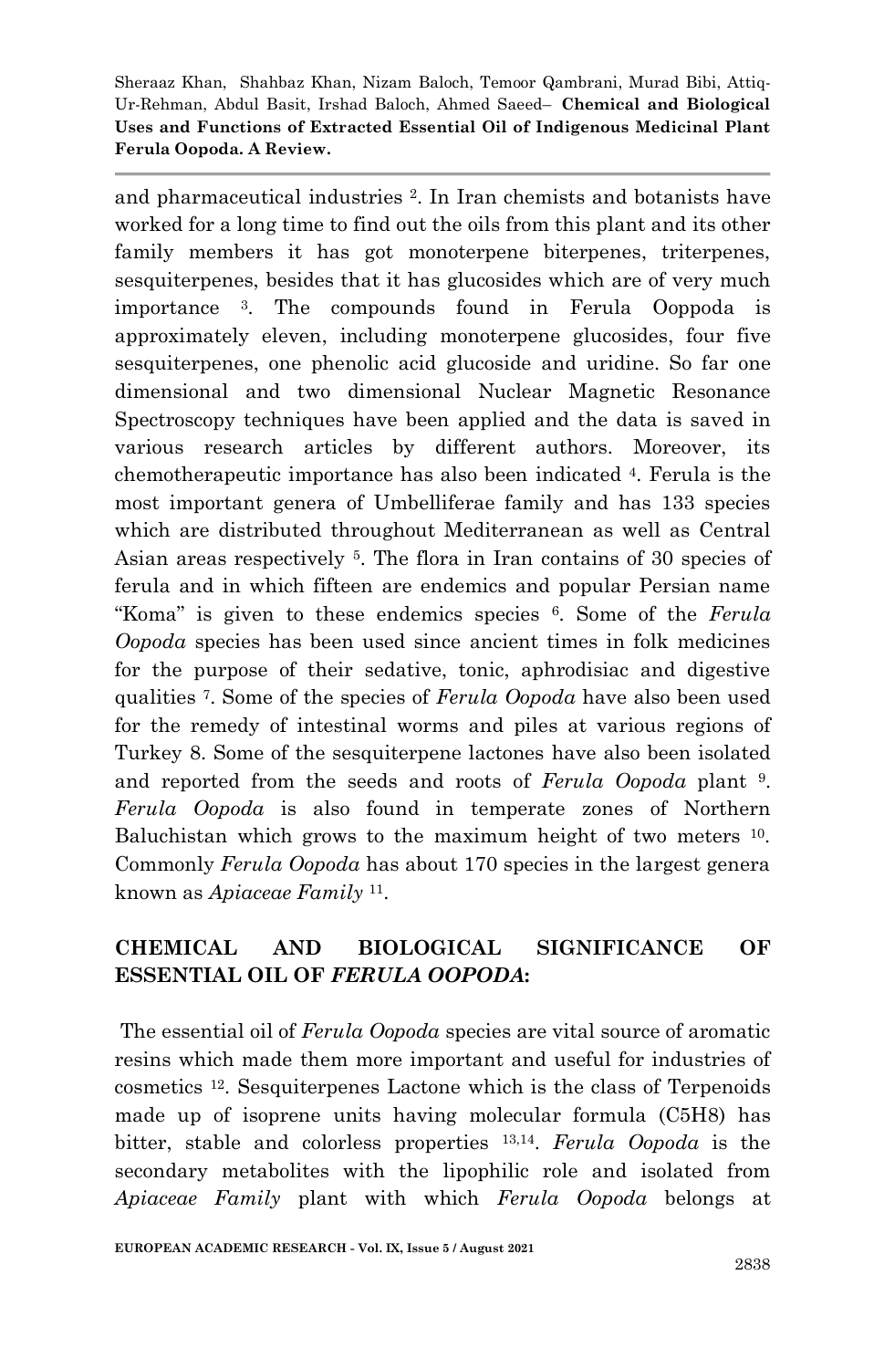and pharmaceutical industries [2]. In Iran chemists and botanists have worked for a long time to find out the oils from this plant and its other family members it has got monoterpene biterpenes, triterpenes, sesquiterpenes, besides that it has glucosides which are of very much importance [3]. The compounds found in Ferula Ooppoda is approximately eleven, including monoterpene glucosides, four five sesquiterpenes, one phenolic acid glucoside and uridine. So far one dimensional and two dimensional Nuclear Magnetic Resonance Spectroscopy techniques have been applied and the data is saved in various research articles by different authors. Moreover, its chemotherapeutic importance has also been indicated [4]. Ferula is the most important genera of Umbelliferae family and has 133 species which are distributed throughout Mediterranean as well as Central Asian areas respectively [5]. The flora in Iran contains of 30 species of ferula and in which fifteen are endemics and popular Persian name "Koma" is given to these endemics species [6]. Some of the *Ferula Oopoda* species has been used since ancient times in folk medicines for the purpose of their sedative, tonic, aphrodisiac and digestive qualities [7]. Some of the species of *Ferula Oopoda* have also been used for the remedy of intestinal worms and piles at various regions of Turkey 8. Some of the sesquiterpene lactones have also been isolated and reported from the seeds and roots of *Ferula Oopoda* plant [9]. *Ferula Oopoda* is also found in temperate zones of Northern Baluchistan which grows to the maximum height of two meters [10]. Commonly *Ferula Oopoda* has about 170 species in the largest genera known as *Apiaceae Family* [11].

## CHEMICAL AND BIOLOGICAL SIGNIFICANCE OF ESSENTIAL OIL OF *FERULA OOPODA*:

The essential oil of *Ferula Oopoda* species are vital source of aromatic resins which made them more important and useful for industries of cosmetics [12]. Sesquiterpenes Lactone which is the class of Terpenoids made up of isoprene units having molecular formula ($C_5H_8$) has bitter, stable and colorless properties [13,14]. *Ferula Oopoda* is the secondary metabolites with the lipophilic role and isolated from *Apiaceae Family* plant with which *Ferula Oopoda* belongs at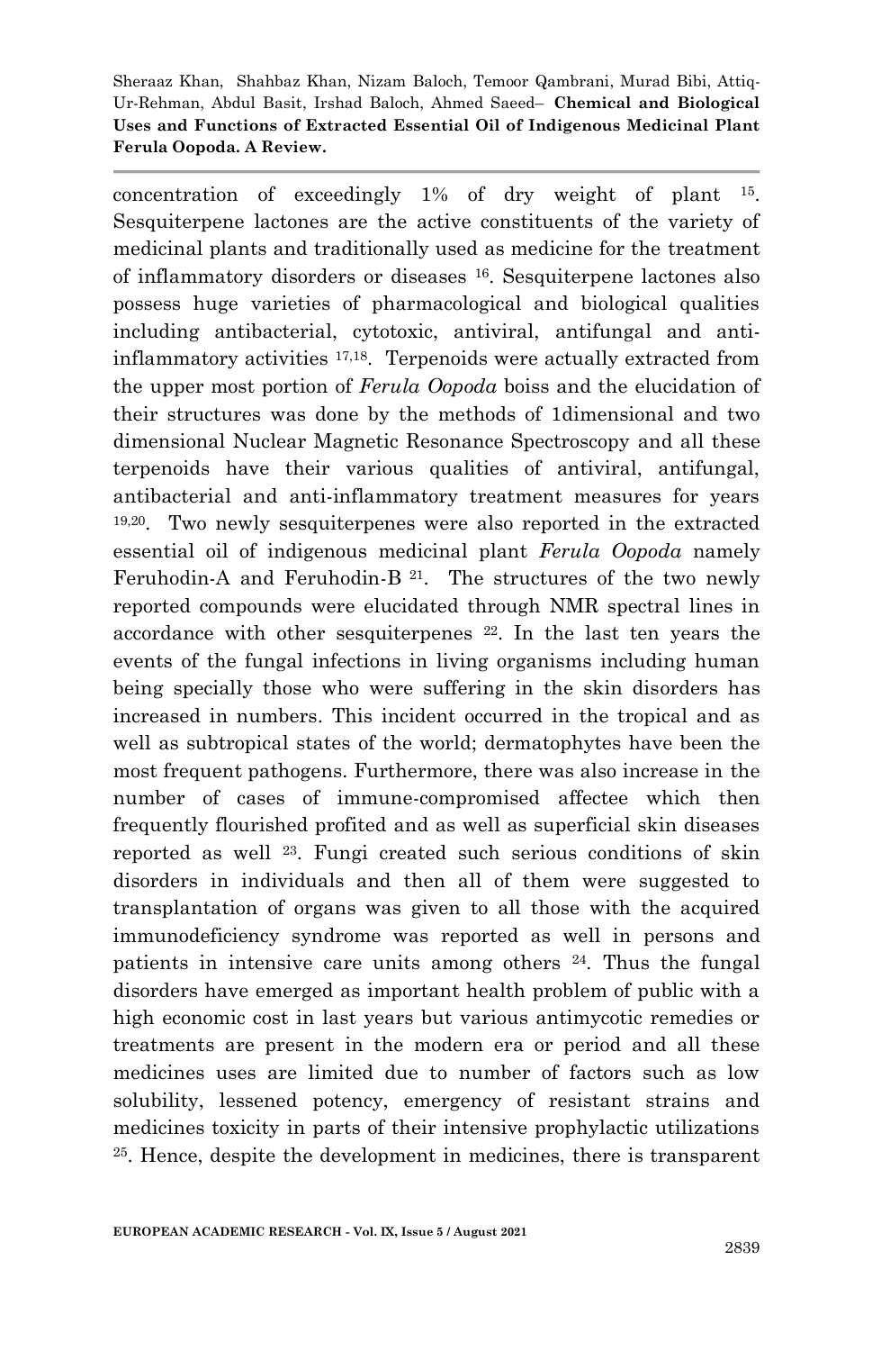concentration of exceedingly 1% of dry weight of plant [15]. Sesquiterpene lactones are the active constituents of the variety of medicinal plants and traditionally used as medicine for the treatment of inflammatory disorders or diseases [16]. Sesquiterpene lactones also possess huge varieties of pharmacological and biological qualities including antibacterial, cytotoxic, antiviral, antifungal and anti-inflammatory activities [17,18]. Terpenoids were actually extracted from the upper most portion of *Ferula Oopoda* boiss and the elucidation of their structures was done by the methods of 1dimensional and two dimensional Nuclear Magnetic Resonance Spectroscopy and all these terpenoids have their various qualities of antiviral, antifungal, antibacterial and anti-inflammatory treatment measures for years [19,20]. Two newly sesquiterpenes were also reported in the extracted essential oil of indigenous medicinal plant *Ferula Oopoda* namely Feruhodin-A and Feruhodin-B [21]. The structures of the two newly reported compounds were elucidated through NMR spectral lines in accordance with other sesquiterpenes [22]. In the last ten years the events of the fungal infections in living organisms including human being specially those who were suffering in the skin disorders has increased in numbers. This incident occurred in the tropical and as well as subtropical states of the world; dermatophytes have been the most frequent pathogens. Furthermore, there was also increase in the number of cases of immune-compromised affectee which then frequently flourished profited and as well as superficial skin diseases reported as well [23]. Fungi created such serious conditions of skin disorders in individuals and then all of them were suggested to transplantation of organs was given to all those with the acquired immunodeficiency syndrome was reported as well in persons and patients in intensive care units among others [24]. Thus the fungal disorders have emerged as important health problem of public with a high economic cost in last years but various antimycotic remedies or treatments are present in the modern era or period and all these medicines uses are limited due to number of factors such as low solubility, lessened potency, emergency of resistant strains and medicines toxicity in parts of their intensive prophylactic utilizations [25]. Hence, despite the development in medicines, there is transparent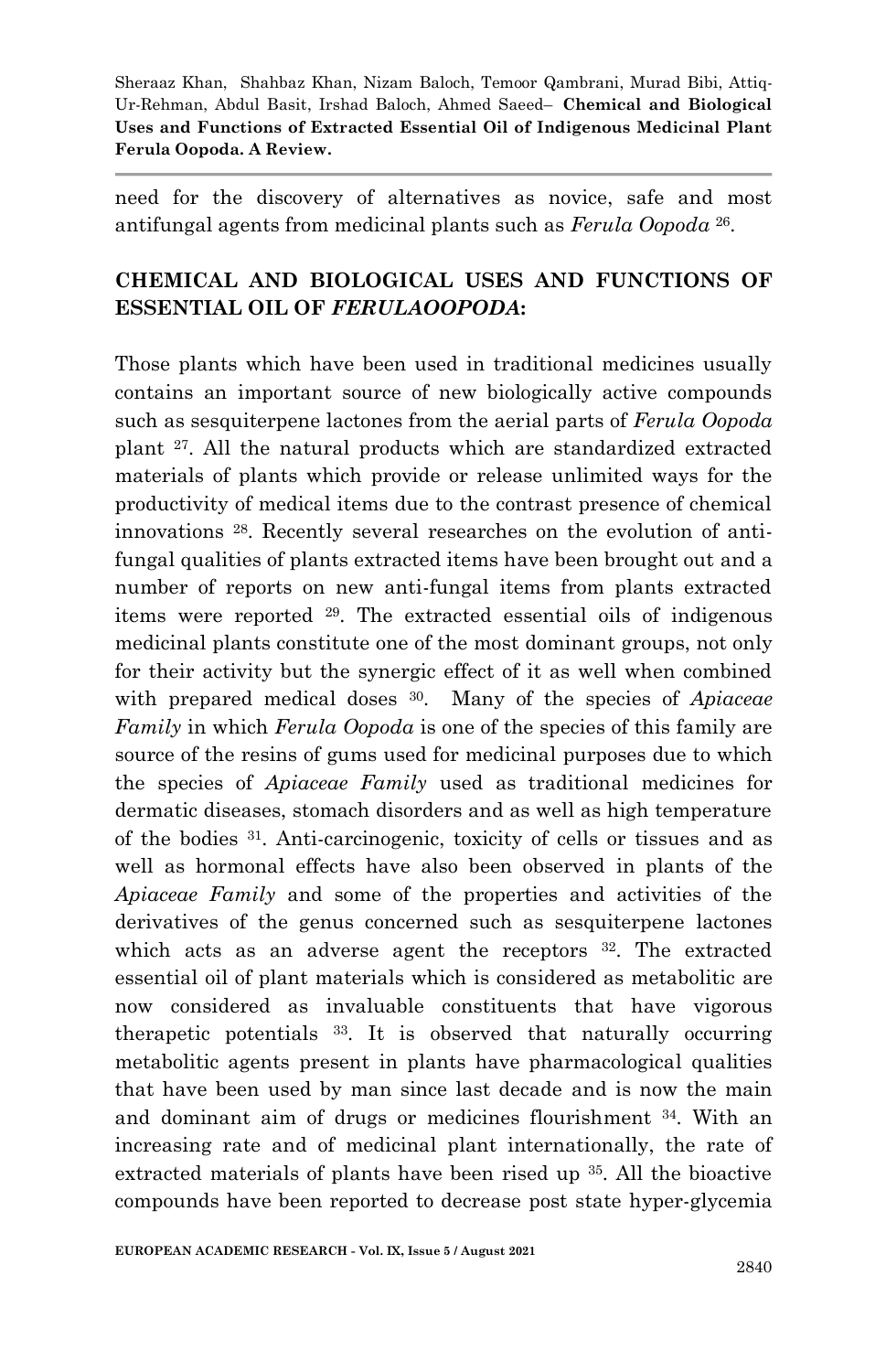need for the discovery of alternatives as novice, safe and most antifungal agents from medicinal plants such as *Ferula Oopoda* [26].

## CHEMICAL AND BIOLOGICAL USES AND FUNCTIONS OF ESSENTIAL OIL OF *FERULAOOPODA*:

Those plants which have been used in traditional medicines usually contains an important source of new biologically active compounds such as sesquiterpene lactones from the aerial parts of *Ferula Oopoda* plant [27]. All the natural products which are standardized extracted materials of plants which provide or release unlimited ways for the productivity of medical items due to the contrast presence of chemical innovations [28]. Recently several researches on the evolution of anti-fungal qualities of plants extracted items have been brought out and a number of reports on new anti-fungal items from plants extracted items were reported [29]. The extracted essential oils of indigenous medicinal plants constitute one of the most dominant groups, not only for their activity but the synergic effect of it as well when combined with prepared medical doses [30]. Many of the species of *Apiaceae Family* in which *Ferula Oopoda* is one of the species of this family are source of the resins of gums used for medicinal purposes due to which the species of *Apiaceae Family* used as traditional medicines for dermatic diseases, stomach disorders and as well as high temperature of the bodies [31]. Anti-carcinogenic, toxicity of cells or tissues and as well as hormonal effects have also been observed in plants of the *Apiaceae Family* and some of the properties and activities of the derivatives of the genus concerned such as sesquiterpene lactones which acts as an adverse agent the receptors [32]. The extracted essential oil of plant materials which is considered as metabolitic are now considered as invaluable constituents that have vigorous therapetic potentials [33]. It is observed that naturally occurring metabolitic agents present in plants have pharmacological qualities that have been used by man since last decade and is now the main and dominant aim of drugs or medicines flourishment [34]. With an increasing rate and of medicinal plant internationally, the rate of extracted materials of plants have been rised up [35]. All the bioactive compounds have been reported to decrease post state hyper-glycemia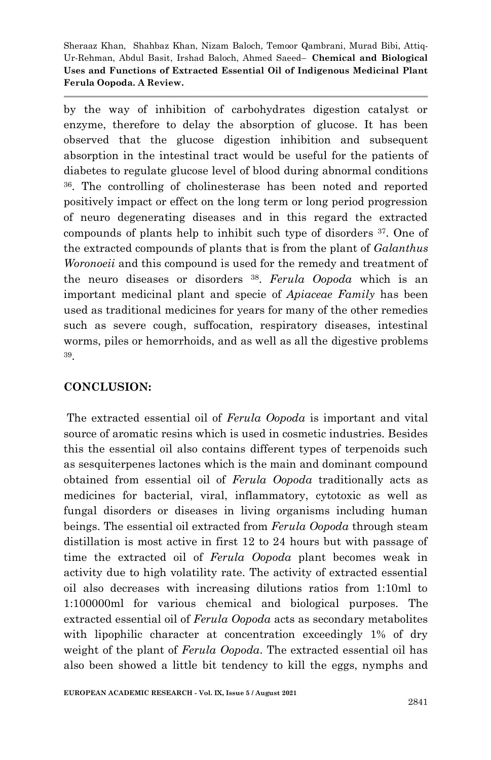by the way of inhibition of carbohydrates digestion catalyst or enzyme, therefore to delay the absorption of glucose. It has been observed that the glucose digestion inhibition and subsequent absorption in the intestinal tract would be useful for the patients of diabetes to regulate glucose level of blood during abnormal conditions [36]. The controlling of cholinesterase has been noted and reported positively impact or effect on the long term or long period progression of neuro degenerating diseases and in this regard the extracted compounds of plants help to inhibit such type of disorders [37]. One of the extracted compounds of plants that is from the plant of *Galanthus Woronoeii* and this compound is used for the remedy and treatment of the neuro diseases or disorders [38]. *Ferula Oopoda* which is an important medicinal plant and specie of *Apiaceae Family* has been used as traditional medicines for years for many of the other remedies such as severe cough, suffocation, respiratory diseases, intestinal worms, piles or hemorrhoids, and as well as all the digestive problems [39].

## CONCLUSION:

The extracted essential oil of *Ferula Oopoda* is important and vital source of aromatic resins which is used in cosmetic industries. Besides this the essential oil also contains different types of terpenoids such as sesquiterpenes lactones which is the main and dominant compound obtained from essential oil of *Ferula Oopoda* traditionally acts as medicines for bacterial, viral, inflammatory, cytotoxic as well as fungal disorders or diseases in living organisms including human beings. The essential oil extracted from *Ferula Oopoda* through steam distillation is most active in first 12 to 24 hours but with passage of time the extracted oil of *Ferula Oopoda* plant becomes weak in activity due to high volatility rate. The activity of extracted essential oil also decreases with increasing dilutions ratios from 1:10ml to 1:100000ml for various chemical and biological purposes. The extracted essential oil of *Ferula Oopoda* acts as secondary metabolites with lipophilic character at concentration exceedingly 1% of dry weight of the plant of *Ferula Oopoda*. The extracted essential oil has also been showed a little bit tendency to kill the eggs, nymphs and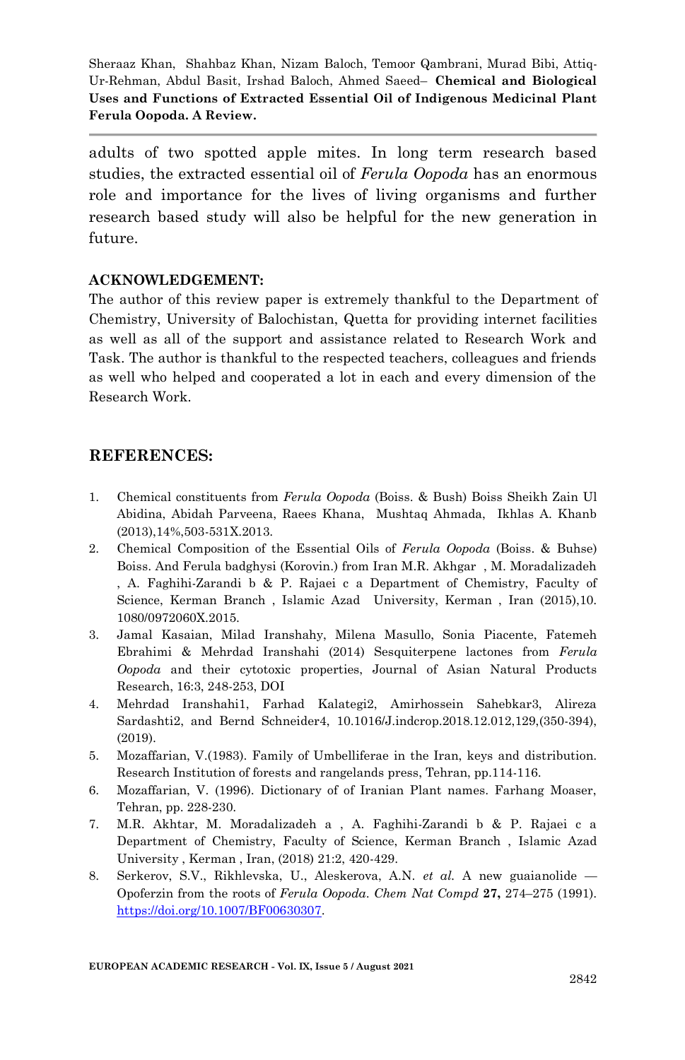adults of two spotted apple mites. In long term research based studies, the extracted essential oil of *Ferula Oopoda* has an enormous role and importance for the lives of living organisms and further research based study will also be helpful for the new generation in future.

**ACKNOWLEDGEMENT:**

The author of this review paper is extremely thankful to the Department of Chemistry, University of Balochistan, Quetta for providing internet facilities as well as all of the support and assistance related to Research Work and Task. The author is thankful to the respected teachers, colleagues and friends as well who helped and cooperated a lot in each and every dimension of the Research Work.

## REFERENCES:

1. Chemical constituents from *Ferula Oopoda* (Boiss. & Bush) Boiss Sheikh Zain Ul Abidina, Abidah Parveena, Raees Khana, Mushtaq Ahmada, Ikhlas A. Khanb (2013),14%,503-531X.2013.
2. Chemical Composition of the Essential Oils of *Ferula Oopoda* (Boiss. & Buhse) Boiss. And Ferula badghysi (Korovin.) from Iran M.R. Akhgar , M. Moradalizadeh , A. Faghihi-Zarandi b & P. Rajaei c a Department of Chemistry, Faculty of Science, Kerman Branch , Islamic Azad University, Kerman , Iran (2015),10. 1080/0972060X.2015.
3. Jamal Kasaian, Milad Iranshahy, Milena Masullo, Sonia Piacente, Fatemeh Ebrahimi & Mehrdad Iranshahi (2014) Sesquiterpene lactones from *Ferula Oopoda* and their cytotoxic properties, Journal of Asian Natural Products Research, 16:3, 248-253, DOI
4. Mehrdad Iranshahi1, Farhad Kalategi2, Amirhossein Sahebkar3, Alireza Sardashti2, and Bernd Schneider4, 10.1016/J.indcrop.2018.12.012,129,(350-394),(2019).
5. Mozaffarian, V.(1983). Family of Umbelliferae in the Iran, keys and distribution. Research Institution of forests and rangelands press, Tehran, pp.114-116.
6. Mozaffarian, V. (1996). Dictionary of of Iranian Plant names. Farhang Moaser, Tehran, pp. 228-230.
7. M.R. Akhtar, M. Moradalizadeh a , A. Faghihi-Zarandi b & P. Rajaei c a Department of Chemistry, Faculty of Science, Kerman Branch , Islamic Azad University , Kerman , Iran, (2018) 21:2, 420-429.
8. Serkerov, S.V., Rikhlevska, U., Aleskerova, A.N. *et al.* A new guaianolide — Opoferzin from the roots of *Ferula Oopoda*. *Chem Nat Compd* **27,** 274–275 (1991). https://doi.org/10.1007/BF00630307.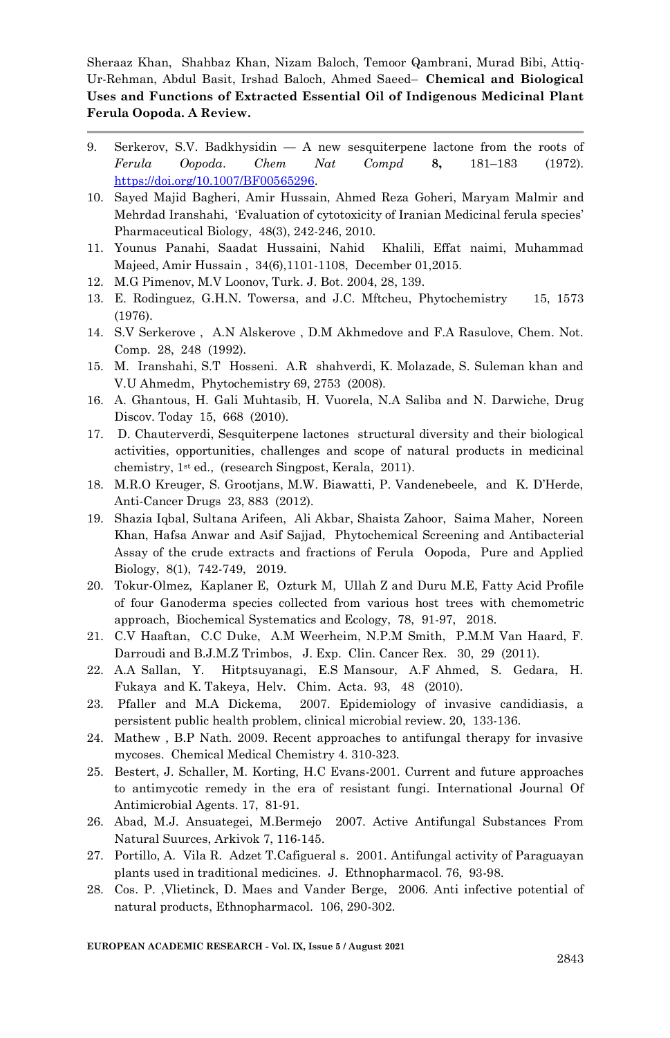9. Serkerov, S.V. Badkhysidin — A new sesquiterpene lactone from the roots of *Ferula Oopoda*. *Chem Nat Compd* **8,** 181–183 (1972). https://doi.org/10.1007/BF00565296.
10. Sayed Majid Bagheri, Amir Hussain, Ahmed Reza Goheri, Maryam Malmir and Mehrdad Iranshahi, 'Evaluation of cytotoxicity of Iranian Medicinal ferula species' Pharmaceutical Biology, 48(3), 242-246, 2010.
11. Younus Panahi, Saadat Hussaini, Nahid Khalili, Effat naimi, Muhammad Majeed, Amir Hussain , 34(6),1101-1108, December 01,2015.
12. M.G Pimenov, M.V Loonov, Turk. J. Bot. 2004, 28, 139.
13. E. Rodinguez, G.H.N. Towersa, and J.C. Mftcheu, Phytochemistry 15, 1573 (1976).
14. S.V Serkerove , A.N Alskerove , D.M Akhmedove and F.A Rasulove, Chem. Not. Comp. 28, 248 (1992).
15. M. Iranshahi, S.T Hosseni. A.R shahverdi, K. Molazade, S. Suleman khan and V.U Ahmedm, Phytochemistry 69, 2753 (2008).
16. A. Ghantous, H. Gali Muhtasib, H. Vuorela, N.A Saliba and N. Darwiche, Drug Discov. Today 15, 668 (2010).
17. D. Chauterverdi, Sesquiterpene lactones structural diversity and their biological activities, opportunities, challenges and scope of natural products in medicinal chemistry, 1st ed., (research Singpost, Kerala, 2011).
18. M.R.O Kreuger, S. Grootjans, M.W. Biawatti, P. Vandenebeele, and K. D'Herde, Anti-Cancer Drugs 23, 883 (2012).
19. Shazia Iqbal, Sultana Arifeen, Ali Akbar, Shaista Zahoor, Saima Maher, Noreen Khan, Hafsa Anwar and Asif Sajjad, Phytochemical Screening and Antibacterial Assay of the crude extracts and fractions of Ferula Oopoda, Pure and Applied Biology, 8(1), 742-749, 2019.
20. Tokur-Olmez, Kaplaner E, Ozturk M, Ullah Z and Duru M.E, Fatty Acid Profile of four Ganoderma species collected from various host trees with chemometric approach, Biochemical Systematics and Ecology, 78, 91-97, 2018.
21. C.V Haaftan, C.C Duke, A.M Weerheim, N.P.M Smith, P.M.M Van Haard, F. Darroudi and B.J.M.Z Trimbos, J. Exp. Clin. Cancer Rex. 30, 29 (2011).
22. A.A Sallan, Y. Hitptsuyanagi, E.S Mansour, A.F Ahmed, S. Gedara, H. Fukaya and K. Takeya, Helv. Chim. Acta. 93, 48 (2010).
23. Pfaller and M.A Dickema, 2007. Epidemiology of invasive candidiasis, a persistent public health problem, clinical microbial review. 20, 133-136.
24. Mathew , B.P Nath. 2009. Recent approaches to antifungal therapy for invasive mycoses. Chemical Medical Chemistry 4. 310-323.
25. Bestert, J. Schaller, M. Korting, H.C Evans-2001. Current and future approaches to antimycotic remedy in the era of resistant fungi. International Journal Of Antimicrobial Agents. 17, 81-91.
26. Abad, M.J. Ansuategei, M.Bermejo 2007. Active Antifungal Substances From Natural Suurces, Arkivok 7, 116-145.
27. Portillo, A. Vila R. Adzet T.Cafigueral s. 2001. Antifungal activity of Paraguayan plants used in traditional medicines. J. Ethnopharmacol. 76, 93-98.
28. Cos. P. ,Vlietinck, D. Maes and Vander Berge, 2006. Anti infective potential of natural products, Ethnopharmacol. 106, 290-302.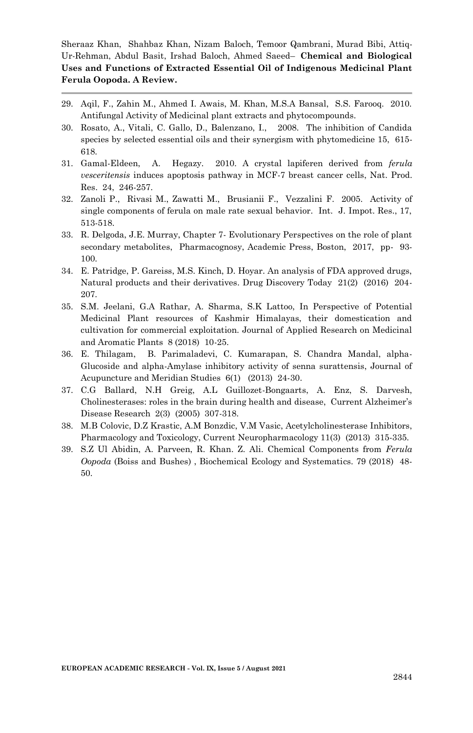29. Aqil, F., Zahin M., Ahmed I. Awais, M. Khan, M.S.A Bansal, S.S. Farooq. 2010. Antifungal Activity of Medicinal plant extracts and phytocompounds.
30. Rosato, A., Vitali, C. Gallo, D., Balenzano, I., 2008. The inhibition of Candida species by selected essential oils and their synergism with phytomedicine 15, 615-618.
31. Gamal-Eldeen, A. Hegazy. 2010. A crystal lapiferen derived from *ferula vesceritensis* induces apoptosis pathway in MCF-7 breast cancer cells, Nat. Prod. Res. 24, 246-257.
32. Zanoli P., Rivasi M., Zawatti M., Brusianii F., Vezzalini F. 2005. Activity of single components of ferula on male rate sexual behavior. Int. J. Impot. Res., 17, 513-518.
33. R. Delgoda, J.E. Murray, Chapter 7- Evolutionary Perspectives on the role of plant secondary metabolites, Pharmacognosy, Academic Press, Boston, 2017, pp- 93-100.
34. E. Patridge, P. Gareiss, M.S. Kinch, D. Hoyar. An analysis of FDA approved drugs, Natural products and their derivatives. Drug Discovery Today 21(2) (2016) 204-207.
35. S.M. Jeelani, G.A Rathar, A. Sharma, S.K Lattoo, In Perspective of Potential Medicinal Plant resources of Kashmir Himalayas, their domestication and cultivation for commercial exploitation. Journal of Applied Research on Medicinal and Aromatic Plants 8 (2018) 10-25.
36. E. Thilagam, B. Parimaladevi, C. Kumarapan, S. Chandra Mandal, alpha-Glucoside and alpha-Amylase inhibitory activity of senna surattensis, Journal of Acupuncture and Meridian Studies 6(1) (2013) 24-30.
37. C.G Ballard, N.H Greig, A.L Guillozet-Bongaarts, A. Enz, S. Darvesh, Cholinesterases: roles in the brain during health and disease, Current Alzheimer's Disease Research 2(3) (2005) 307-318.
38. M.B Colovic, D.Z Krastic, A.M Bonzdic, V.M Vasic, Acetylcholinesterase Inhibitors, Pharmacology and Toxicology, Current Neuropharmacology 11(3) (2013) 315-335.
39. S.Z Ul Abidin, A. Parveen, R. Khan. Z. Ali. Chemical Components from *Ferula Oopoda* (Boiss and Bushes) , Biochemical Ecology and Systematics. 79 (2018) 48-50.